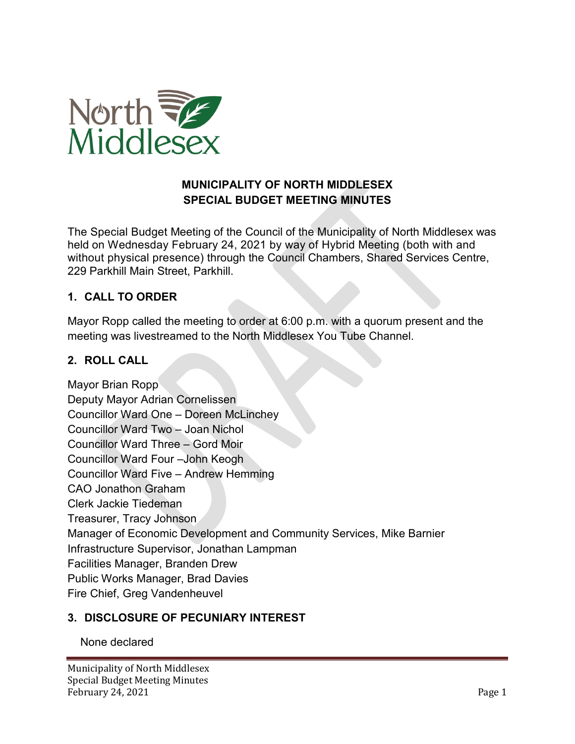# MUNICIPALITY OF NORTH MIDDLESEX
## SPECIAL BUDGET MEETING MINUTES

The Special Budget Meeting of the Council of the Municipality of North Middlesex was held on Wednesday February 24, 2021 by way of Hybrid Meeting (both with and without physical presence) through the Council Chambers, Shared Services Centre, 229 Parkhill Main Street, Parkhill.

### 1. CALL TO ORDER

Mayor Ropp called the meeting to order at 6:00 p.m. with a quorum present and the meeting was livestreamed to the North Middlesex You Tube Channel.

### 2. ROLL CALL

Mayor Brian Ropp
Deputy Mayor Adrian Cornelissen
Councillor Ward One – Doreen McLinchey
Councillor Ward Two – Joan Nichol
Councillor Ward Three – Gord Moir
Councillor Ward Four –John Keogh
Councillor Ward Five – Andrew Hemming
CAO Jonathon Graham
Clerk Jackie Tiedeman
Treasurer, Tracy Johnson
Manager of Economic Development and Community Services, Mike Barnier
Infrastructure Supervisor, Jonathan Lampman
Facilities Manager, Branden Drew
Public Works Manager, Brad Davies
Fire Chief, Greg Vandenheuvel

### 3. DISCLOSURE OF PECUNIARY INTEREST

None declared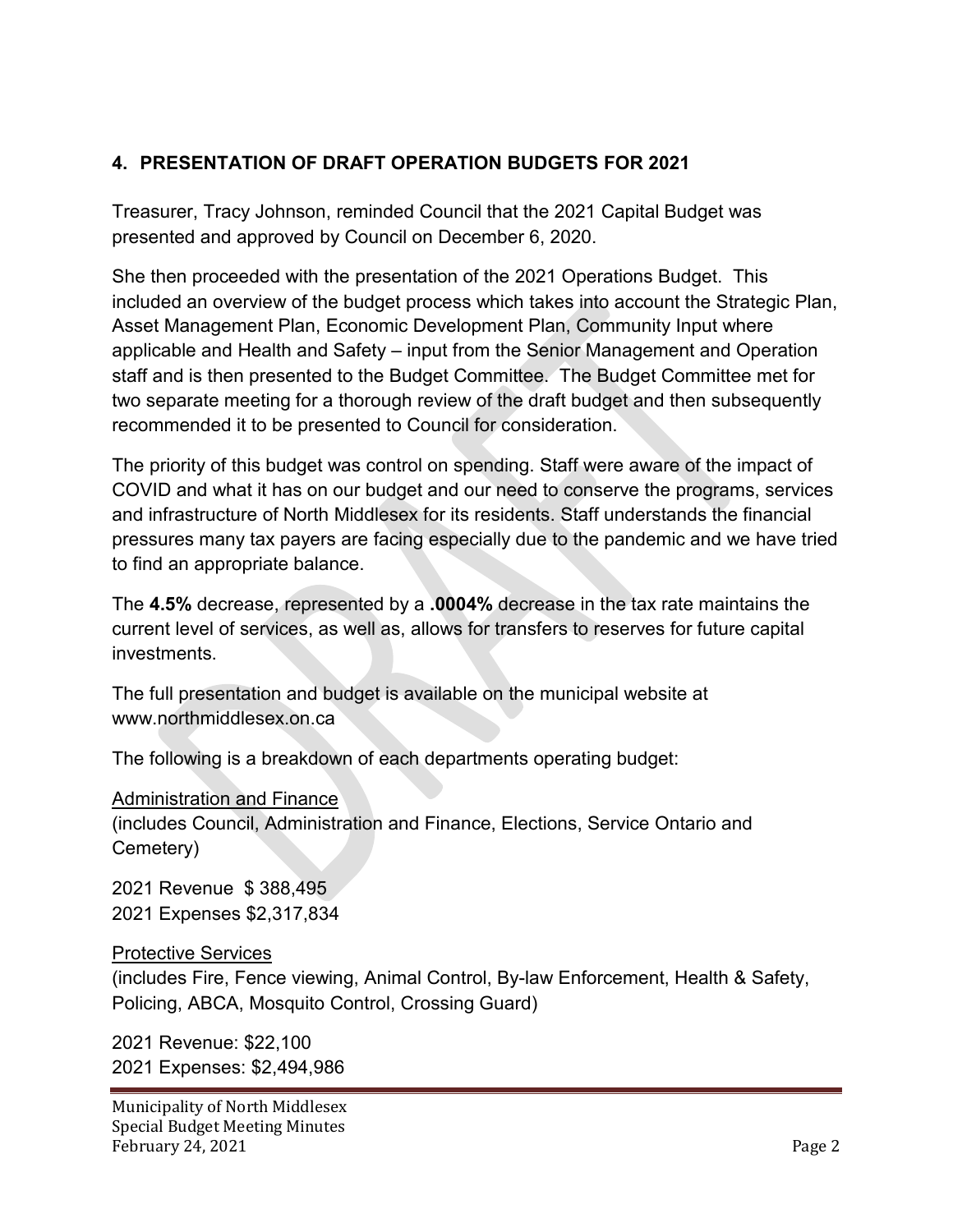## 4. PRESENTATION OF DRAFT OPERATION BUDGETS FOR 2021

Treasurer, Tracy Johnson, reminded Council that the 2021 Capital Budget was presented and approved by Council on December 6, 2020.

She then proceeded with the presentation of the 2021 Operations Budget. This included an overview of the budget process which takes into account the Strategic Plan, Asset Management Plan, Economic Development Plan, Community Input where applicable and Health and Safety – input from the Senior Management and Operation staff and is then presented to the Budget Committee. The Budget Committee met for two separate meeting for a thorough review of the draft budget and then subsequently recommended it to be presented to Council for consideration.

The priority of this budget was control on spending. Staff were aware of the impact of COVID and what it has on our budget and our need to conserve the programs, services and infrastructure of North Middlesex for its residents. Staff understands the financial pressures many tax payers are facing especially due to the pandemic and we have tried to find an appropriate balance.

The **4.5%** decrease, represented by a **.0004%** decrease in the tax rate maintains the current level of services, as well as, allows for transfers to reserves for future capital investments.

The full presentation and budget is available on the municipal website at www.northmiddlesex.on.ca

The following is a breakdown of each departments operating budget:

Administration and Finance
(includes Council, Administration and Finance, Elections, Service Ontario and Cemetery)

2021 Revenue $ 388,495
2021 Expenses $2,317,834

Protective Services
(includes Fire, Fence viewing, Animal Control, By-law Enforcement, Health & Safety, Policing, ABCA, Mosquito Control, Crossing Guard)

2021 Revenue: $22,100
2021 Expenses: $2,494,986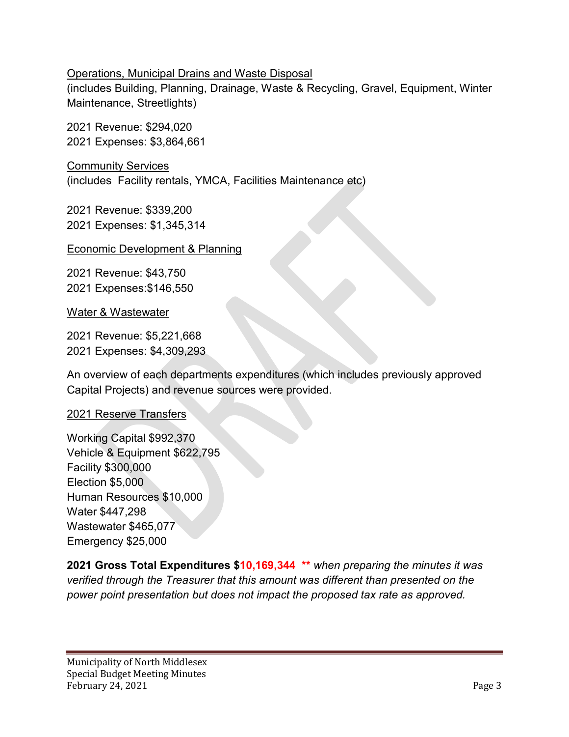Operations, Municipal Drains and Waste Disposal
(includes Building, Planning, Drainage, Waste & Recycling, Gravel, Equipment, Winter Maintenance, Streetlights)

2021 Revenue: $294,020
2021 Expenses: $3,864,661

Community Services
(includes Facility rentals, YMCA, Facilities Maintenance etc)

2021 Revenue: $339,200
2021 Expenses: $1,345,314

Economic Development & Planning

2021 Revenue: $43,750
2021 Expenses:$146,550

Water & Wastewater

2021 Revenue: $5,221,668
2021 Expenses: $4,309,293

An overview of each departments expenditures (which includes previously approved Capital Projects) and revenue sources were provided.

2021 Reserve Transfers

Working Capital $992,370
Vehicle & Equipment $622,795
Facility $300,000
Election $5,000
Human Resources $10,000
Water $447,298
Wastewater $465,077
Emergency $25,000

**2021 Gross Total Expenditures $10,169,344** **** *when preparing the minutes it was verified through the Treasurer that this amount was different than presented on the power point presentation but does not impact the proposed tax rate as approved.*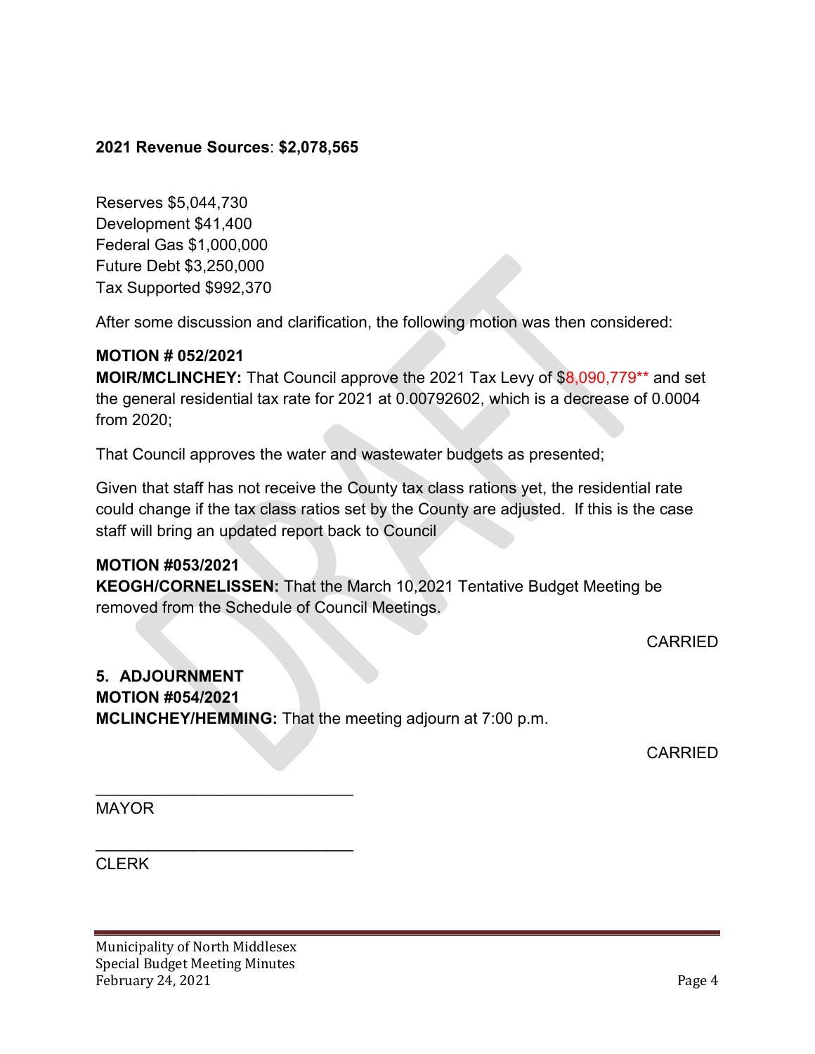**2021 Revenue Sources**: **$2,078,565**

Reserves $5,044,730
Development $41,400
Federal Gas $1,000,000
Future Debt $3,250,000
Tax Supported $992,370

After some discussion and clarification, the following motion was then considered:

**MOTION # 052/2021**
**MOIR/MCLINCHEY:** That Council approve the 2021 Tax Levy of $8,090,779** and set the general residential tax rate for 2021 at 0.00792602, which is a decrease of 0.0004 from 2020;

That Council approves the water and wastewater budgets as presented;

Given that staff has not receive the County tax class rations yet, the residential rate could change if the tax class ratios set by the County are adjusted. If this is the case staff will bring an updated report back to Council

**MOTION #053/2021**
**KEOGH/CORNELISSEN:** That the March 10,2021 Tentative Budget Meeting be removed from the Schedule of Council Meetings.

CARRIED

**5. ADJOURNMENT**
**MOTION #054/2021**
**MCLINCHEY/HEMMING:** That the meeting adjourn at 7:00 p.m.

CARRIED

______________________________
MAYOR

______________________________
CLERK